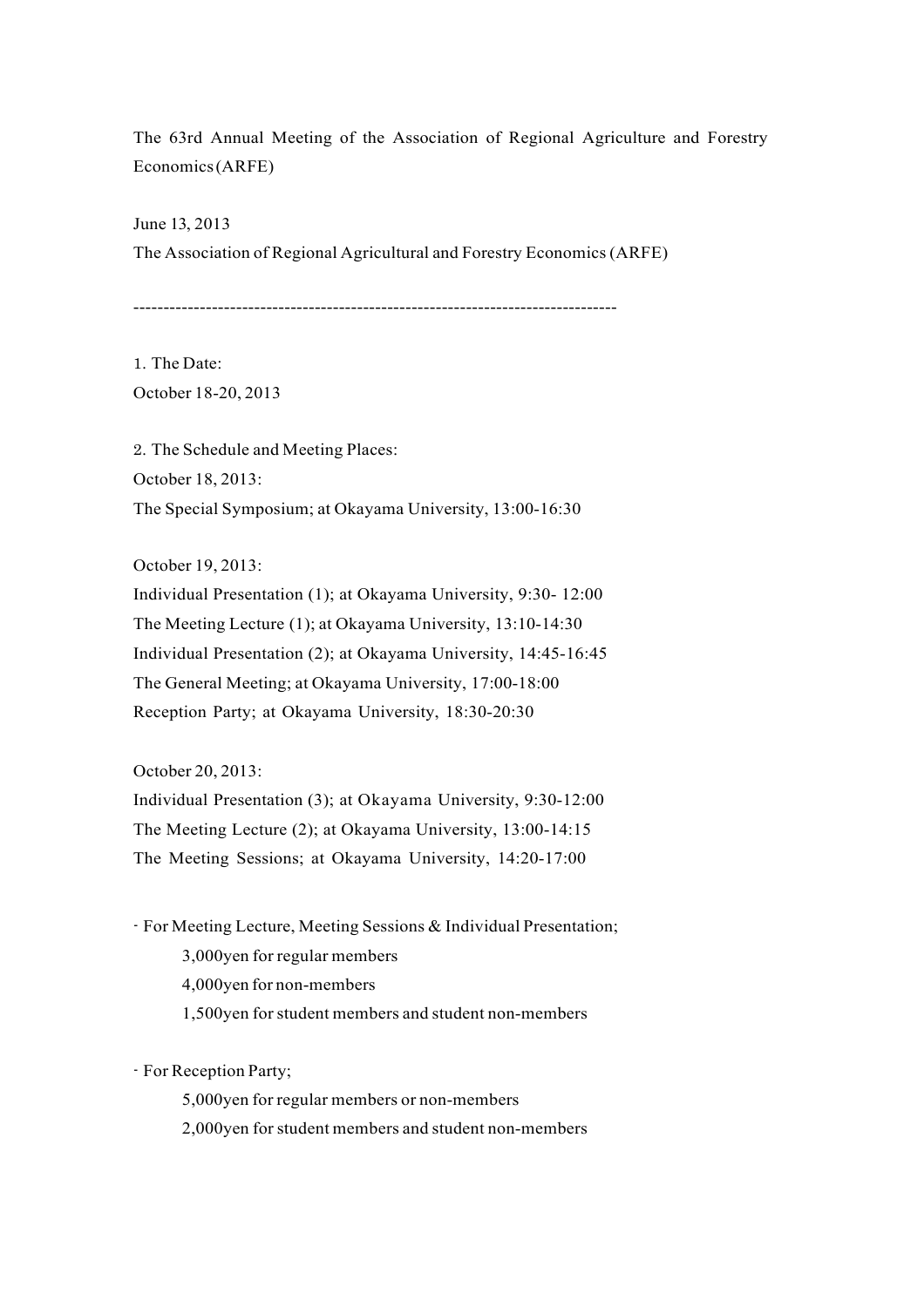The 63rd Annual Meeting of the Association of Regional Agriculture and Forestry Economics (ARFE)

June 13, 2013

The Association of Regional Agricultural and Forestry Economics (ARFE)

---

1. The Date:
October 18-20, 2013

2. The Schedule and Meeting Places:

October 18, 2013:
The Special Symposium; at Okayama University, 13:00-16:30

October 19, 2013:
Individual Presentation (1); at Okayama University, 9:30- 12:00
The Meeting Lecture (1); at Okayama University, 13:10-14:30
Individual Presentation (2); at Okayama University, 14:45-16:45
The General Meeting; at Okayama University, 17:00-18:00
Reception Party; at Okayama University, 18:30-20:30

October 20, 2013:
Individual Presentation (3); at Okayama University, 9:30-12:00
The Meeting Lecture (2); at Okayama University, 13:00-14:15
The Meeting Sessions; at Okayama University, 14:20-17:00

- For Meeting Lecture, Meeting Sessions & Individual Presentation;
  - 3,000yen for regular members
  - 4,000yen for non-members
  - 1,500yen for student members and student non-members

- For Reception Party;
  - 5,000yen for regular members or non-members
  - 2,000yen for student members and student non-members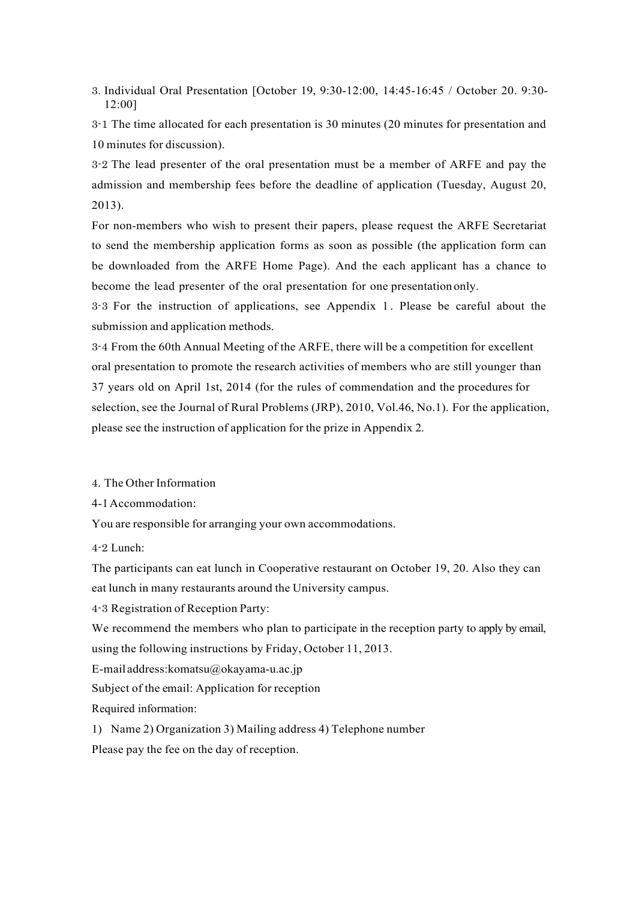3. Individual Oral Presentation [October 19, 9:30-12:00, 14:45-16:45 / October 20. 9:30-12:00]

3-1 The time allocated for each presentation is 30 minutes (20 minutes for presentation and 10 minutes for discussion).

3-2 The lead presenter of the oral presentation must be a member of ARFE and pay the admission and membership fees before the deadline of application (Tuesday, August 20, 2013).

For non-members who wish to present their papers, please request the ARFE Secretariat to send the membership application forms as soon as possible (the application form can be downloaded from the ARFE Home Page). And the each applicant has a chance to become the lead presenter of the oral presentation for one presentation only.

3-3 For the instruction of applications, see Appendix 1. Please be careful about the submission and application methods.

3-4 From the 60th Annual Meeting of the ARFE, there will be a competition for excellent oral presentation to promote the research activities of members who are still younger than 37 years old on April 1st, 2014 (for the rules of commendation and the procedures for selection, see the Journal of Rural Problems (JRP), 2010, Vol.46, No.1). For the application, please see the instruction of application for the prize in Appendix 2.

4. The Other Information

4-1 Accommodation:

You are responsible for arranging your own accommodations.

4-2 Lunch:

The participants can eat lunch in Cooperative restaurant on October 19, 20. Also they can eat lunch in many restaurants around the University campus.

4-3 Registration of Reception Party:

We recommend the members who plan to participate in the reception party to apply by email, using the following instructions by Friday, October 11, 2013.

E-mail address:komatsu@okayama-u.ac.jp

Subject of the email: Application for reception

Required information:

1) Name 2) Organization 3) Mailing address 4) Telephone number

Please pay the fee on the day of reception.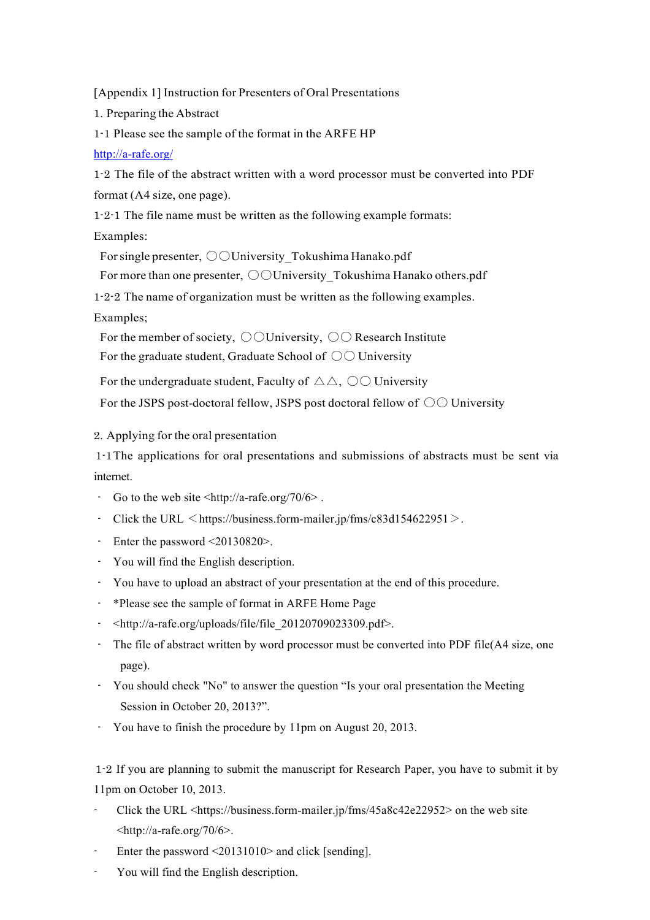[Appendix 1] Instruction for Presenters of Oral Presentations

1. Preparing the Abstract

1-1 Please see the sample of the format in the ARFE HP

http://a-rafe.org/

1-2 The file of the abstract written with a word processor must be converted into PDF format (A4 size, one page).

1-2-1 The file name must be written as the following example formats:

Examples:

For single presenter, ○○University_Tokushima Hanako.pdf

For more than one presenter, ○○University_Tokushima Hanako others.pdf

1-2-2 The name of organization must be written as the following examples.

Examples;

For the member of society, ○○University, ○○ Research Institute

For the graduate student, Graduate School of ○○ University

For the undergraduate student, Faculty of △△, ○○ University

For the JSPS post-doctoral fellow, JSPS post doctoral fellow of ○○ University

2. Applying for the oral presentation

1-1 The applications for oral presentations and submissions of abstracts must be sent via internet.

- Go to the web site <http://a-rafe.org/70/6> .
- Click the URL ＜https://business.form-mailer.jp/fms/c83d154622951＞.
- Enter the password <20130820>.
- You will find the English description.
- You have to upload an abstract of your presentation at the end of this procedure.
- *Please see the sample of format in ARFE Home Page
- <http://a-rafe.org/uploads/file/file_20120709023309.pdf>.
- The file of abstract written by word processor must be converted into PDF file(A4 size, one page).
- You should check "No" to answer the question “Is your oral presentation the Meeting Session in October 20, 2013?”.
- You have to finish the procedure by 11pm on August 20, 2013.

1-2 If you are planning to submit the manuscript for Research Paper, you have to submit it by 11pm on October 10, 2013.

- Click the URL <https://business.form-mailer.jp/fms/45a8c42e22952> on the web site <http://a-rafe.org/70/6>.
- Enter the password <20131010> and click [sending].
- You will find the English description.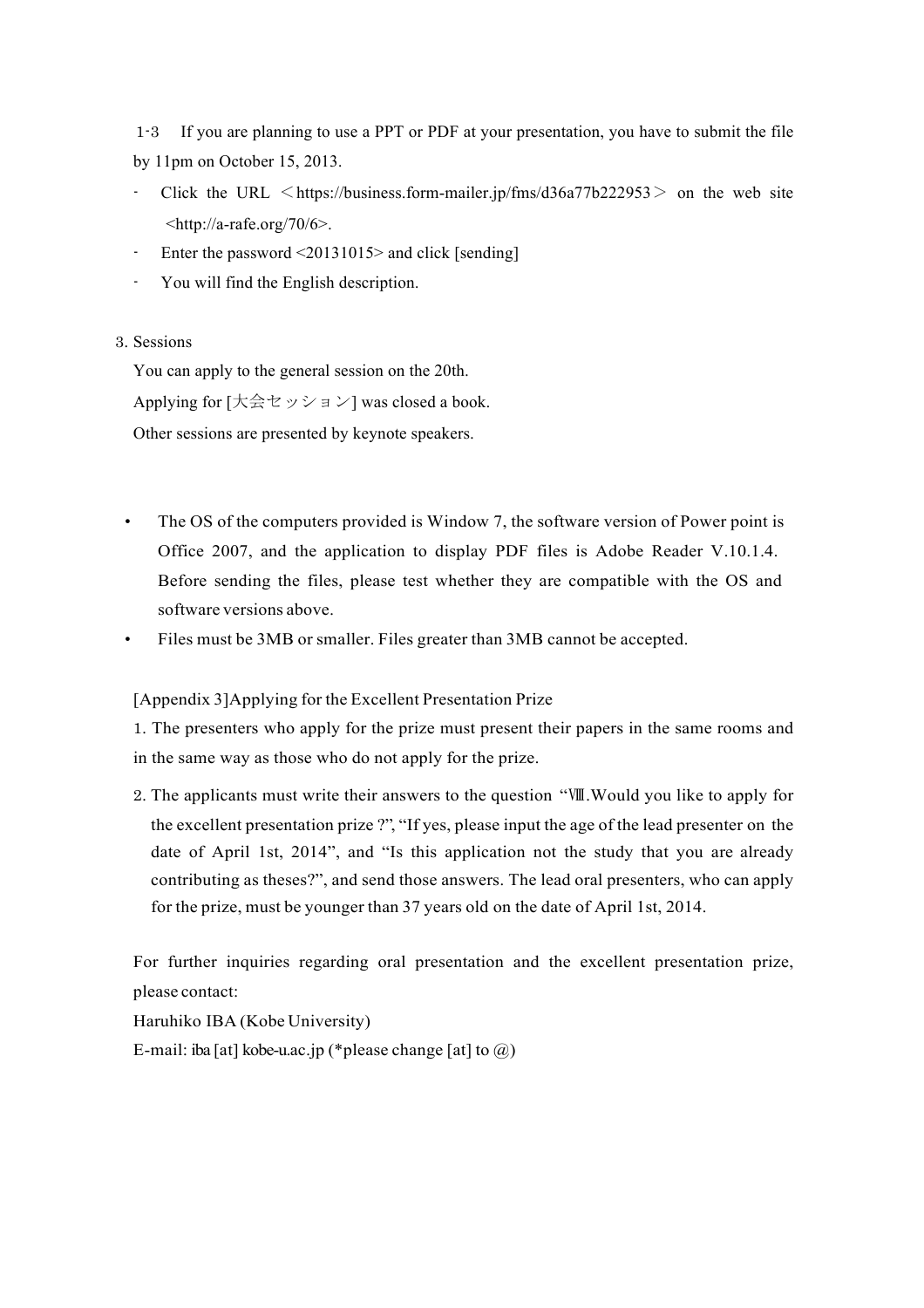1-3 If you are planning to use a PPT or PDF at your presentation, you have to submit the file by 11pm on October 15, 2013.

- Click the URL ＜https://business.form-mailer.jp/fms/d36a77b222953＞ on the web site <http://a-rafe.org/70/6>.
- Enter the password <20131015> and click [sending]
- You will find the English description.

3. Sessions

You can apply to the general session on the 20th.

Applying for [大会セッション] was closed a book.

Other sessions are presented by keynote speakers.

- The OS of the computers provided is Window 7, the software version of Power point is Office 2007, and the application to display PDF files is Adobe Reader V.10.1.4. Before sending the files, please test whether they are compatible with the OS and software versions above.
- Files must be 3MB or smaller. Files greater than 3MB cannot be accepted.

[Appendix 3]Applying for the Excellent Presentation Prize

1. The presenters who apply for the prize must present their papers in the same rooms and in the same way as those who do not apply for the prize.
2. The applicants must write their answers to the question “Ⅷ.Would you like to apply for the excellent presentation prize ?”, “If yes, please input the age of the lead presenter on the date of April 1st, 2014”, and “Is this application not the study that you are already contributing as theses?”, and send those answers. The lead oral presenters, who can apply for the prize, must be younger than 37 years old on the date of April 1st, 2014.

For further inquiries regarding oral presentation and the excellent presentation prize, please contact:

Haruhiko IBA (Kobe University)

E-mail: iba [at] kobe-u.ac.jp (*please change [at] to @)